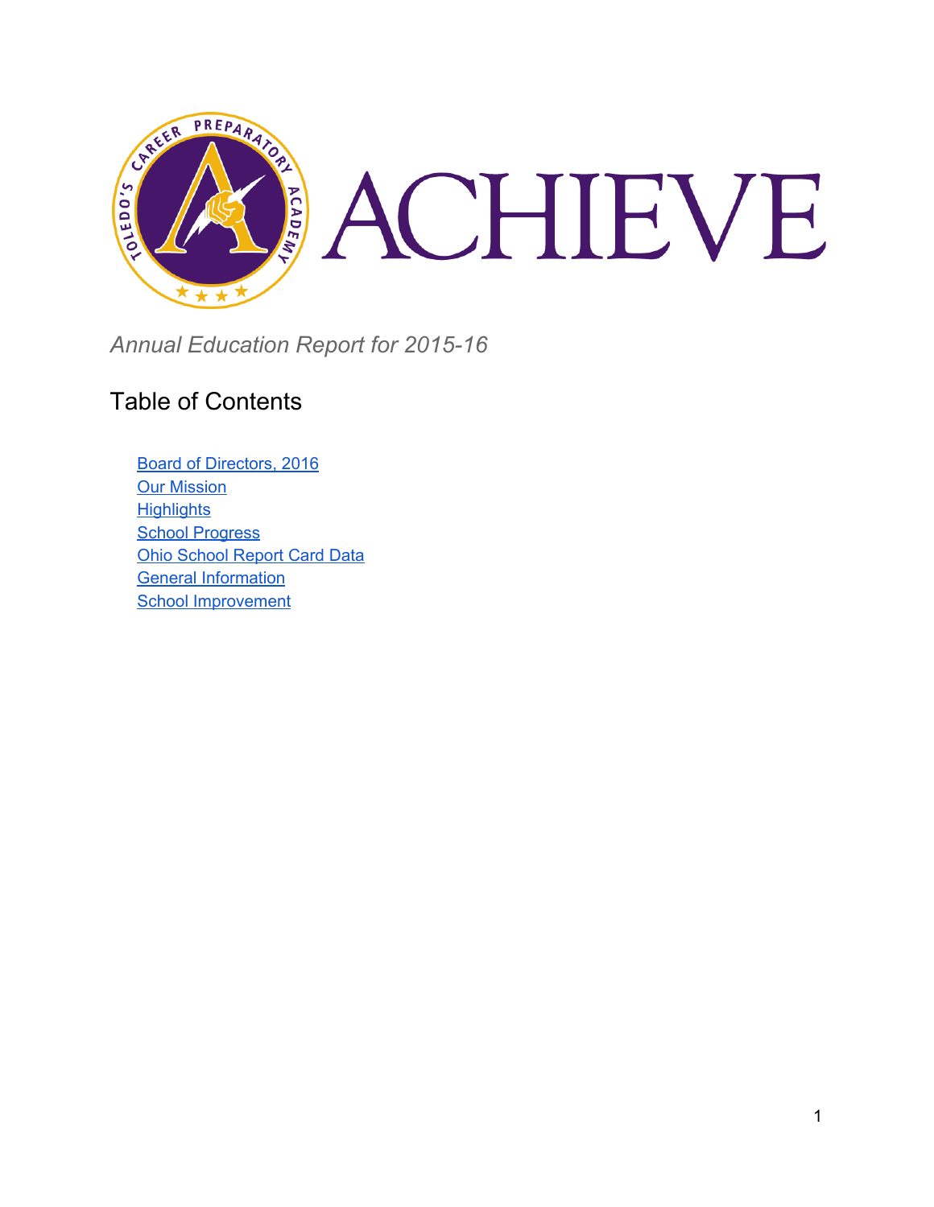# ACHIEVE

*Annual Education Report for 2015-16*

## Table of Contents

- Board of Directors, 2016
- Our Mission
- Highlights
- School Progress
- Ohio School Report Card Data
- General Information
- School Improvement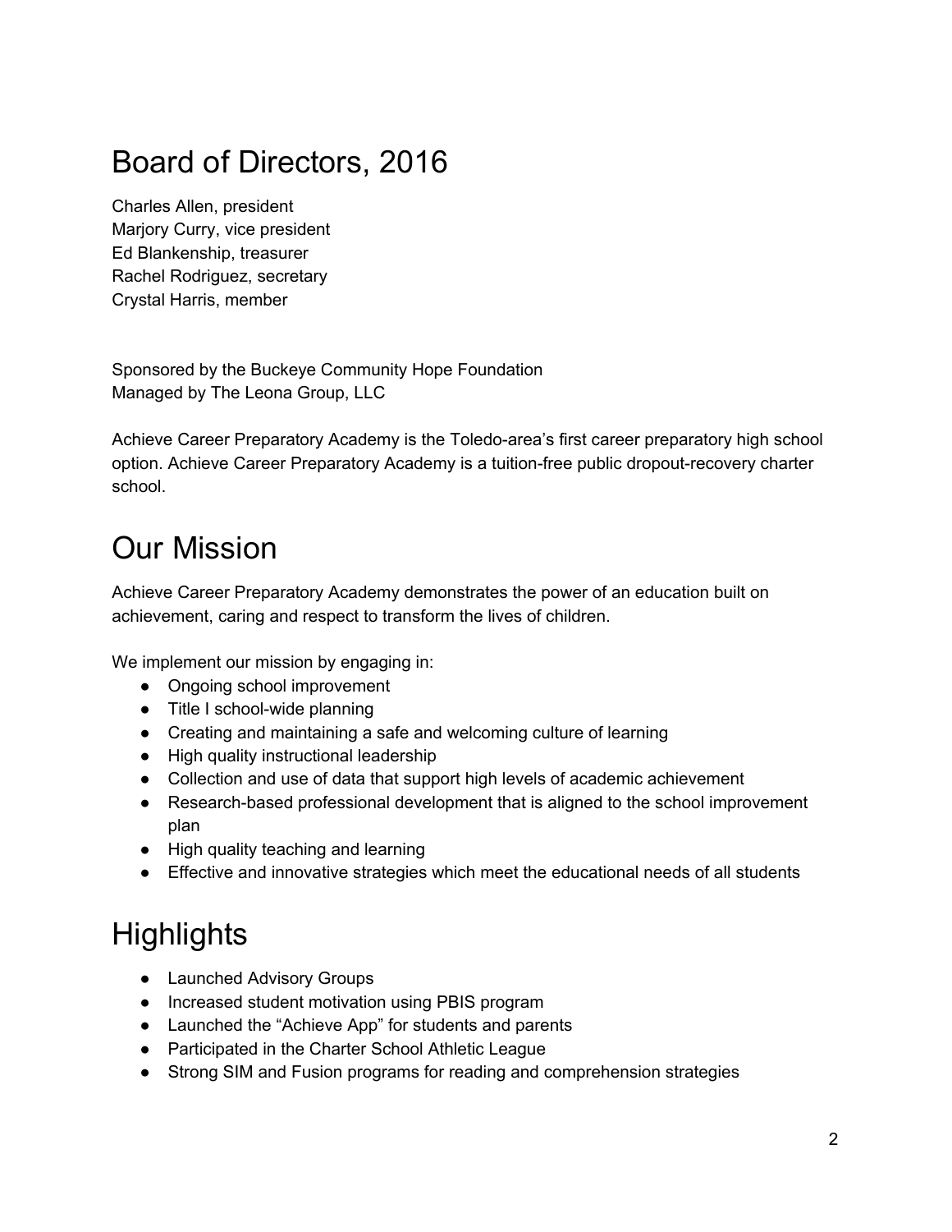# Board of Directors, 2016

Charles Allen, president
Marjory Curry, vice president
Ed Blankenship, treasurer
Rachel Rodriguez, secretary
Crystal Harris, member

Sponsored by the Buckeye Community Hope Foundation
Managed by The Leona Group, LLC

Achieve Career Preparatory Academy is the Toledo-area's first career preparatory high school option. Achieve Career Preparatory Academy is a tuition-free public dropout-recovery charter school.

# Our Mission

Achieve Career Preparatory Academy demonstrates the power of an education built on achievement, caring and respect to transform the lives of children.

We implement our mission by engaging in:

- Ongoing school improvement
- Title I school-wide planning
- Creating and maintaining a safe and welcoming culture of learning
- High quality instructional leadership
- Collection and use of data that support high levels of academic achievement
- Research-based professional development that is aligned to the school improvement plan
- High quality teaching and learning
- Effective and innovative strategies which meet the educational needs of all students

# Highlights

- Launched Advisory Groups
- Increased student motivation using PBIS program
- Launched the "Achieve App" for students and parents
- Participated in the Charter School Athletic League
- Strong SIM and Fusion programs for reading and comprehension strategies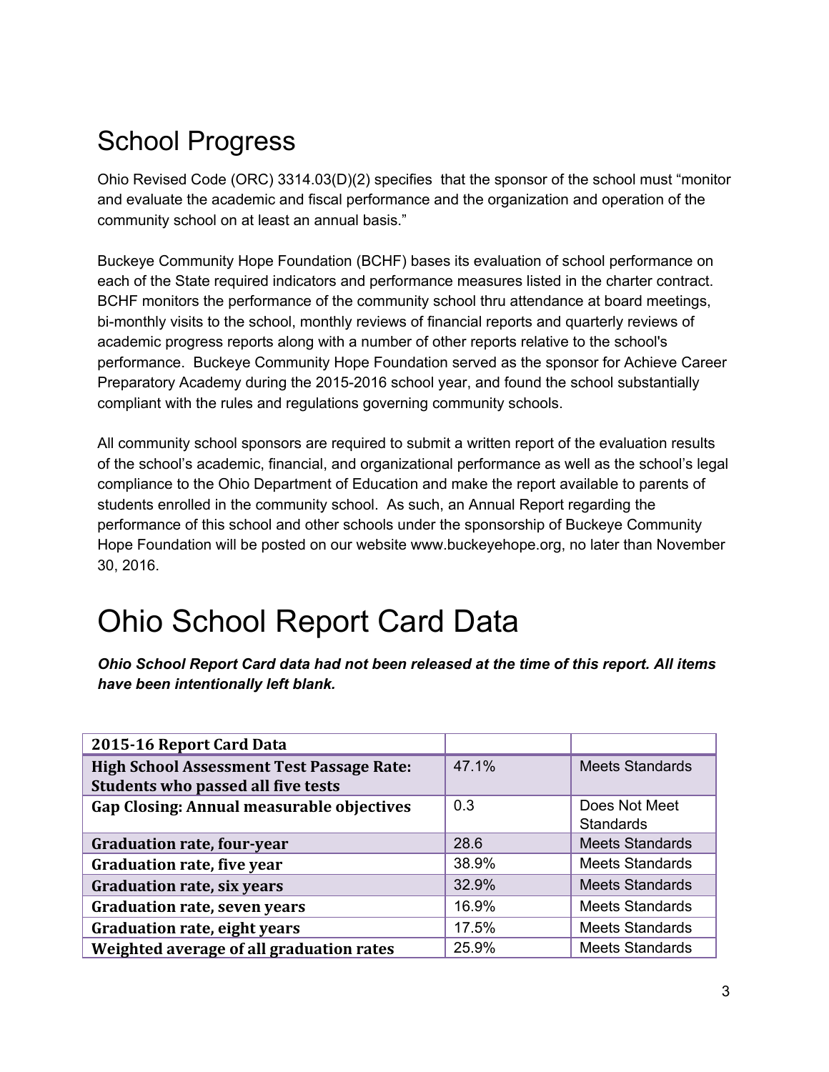# School Progress

Ohio Revised Code (ORC) 3314.03(D)(2) specifies that the sponsor of the school must "monitor and evaluate the academic and fiscal performance and the organization and operation of the community school on at least an annual basis."

Buckeye Community Hope Foundation (BCHF) bases its evaluation of school performance on each of the State required indicators and performance measures listed in the charter contract. BCHF monitors the performance of the community school thru attendance at board meetings, bi-monthly visits to the school, monthly reviews of financial reports and quarterly reviews of academic progress reports along with a number of other reports relative to the school's performance. Buckeye Community Hope Foundation served as the sponsor for Achieve Career Preparatory Academy during the 2015-2016 school year, and found the school substantially compliant with the rules and regulations governing community schools.

All community school sponsors are required to submit a written report of the evaluation results of the school's academic, financial, and organizational performance as well as the school's legal compliance to the Ohio Department of Education and make the report available to parents of students enrolled in the community school. As such, an Annual Report regarding the performance of this school and other schools under the sponsorship of Buckeye Community Hope Foundation will be posted on our website www.buckeyehope.org, no later than November 30, 2016.

# Ohio School Report Card Data

***Ohio School Report Card data had not been released at the time of this report. All items have been intentionally left blank.***

| 2015-16 Report Card Data | | |
|---|---|---|
| **High School Assessment Test Passage Rate: Students who passed all five tests** | 47.1% | Meets Standards |
| **Gap Closing: Annual measurable objectives** | 0.3 | Does Not Meet Standards |
| **Graduation rate, four-year** | 28.6 | Meets Standards |
| **Graduation rate, five year** | 38.9% | Meets Standards |
| **Graduation rate, six years** | 32.9% | Meets Standards |
| **Graduation rate, seven years** | 16.9% | Meets Standards |
| **Graduation rate, eight years** | 17.5% | Meets Standards |
| **Weighted average of all graduation rates** | 25.9% | Meets Standards |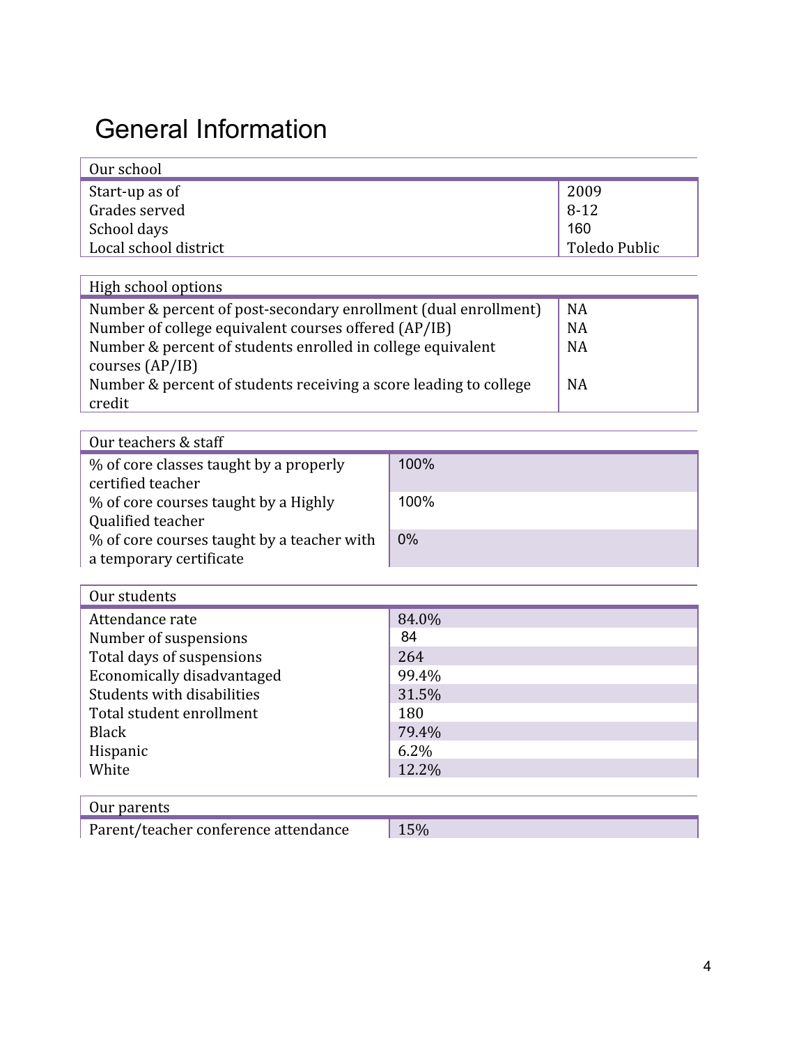# General Information

| Our school | |
|---|---|
| Start-up as of | 2009 |
| Grades served | 8-12 |
| School days | 160 |
| Local school district | Toledo Public |

| High school options | |
|---|---|
| Number & percent of post-secondary enrollment (dual enrollment) | NA |
| Number of college equivalent courses offered (AP/IB) | NA |
| Number & percent of students enrolled in college equivalent courses (AP/IB) | NA |
| Number & percent of students receiving a score leading to college credit | NA |

| Our teachers & staff | |
|---|---|
| % of core classes taught by a properly certified teacher | 100% |
| % of core courses taught by a Highly Qualified teacher | 100% |
| % of core courses taught by a teacher with a temporary certificate | 0% |

| Our students | |
|---|---|
| Attendance rate | 84.0% |
| Number of suspensions | 84 |
| Total days of suspensions | 264 |
| Economically disadvantaged | 99.4% |
| Students with disabilities | 31.5% |
| Total student enrollment | 180 |
| Black | 79.4% |
| Hispanic | 6.2% |
| White | 12.2% |

| Our parents | |
|---|---|
| Parent/teacher conference attendance | 15% |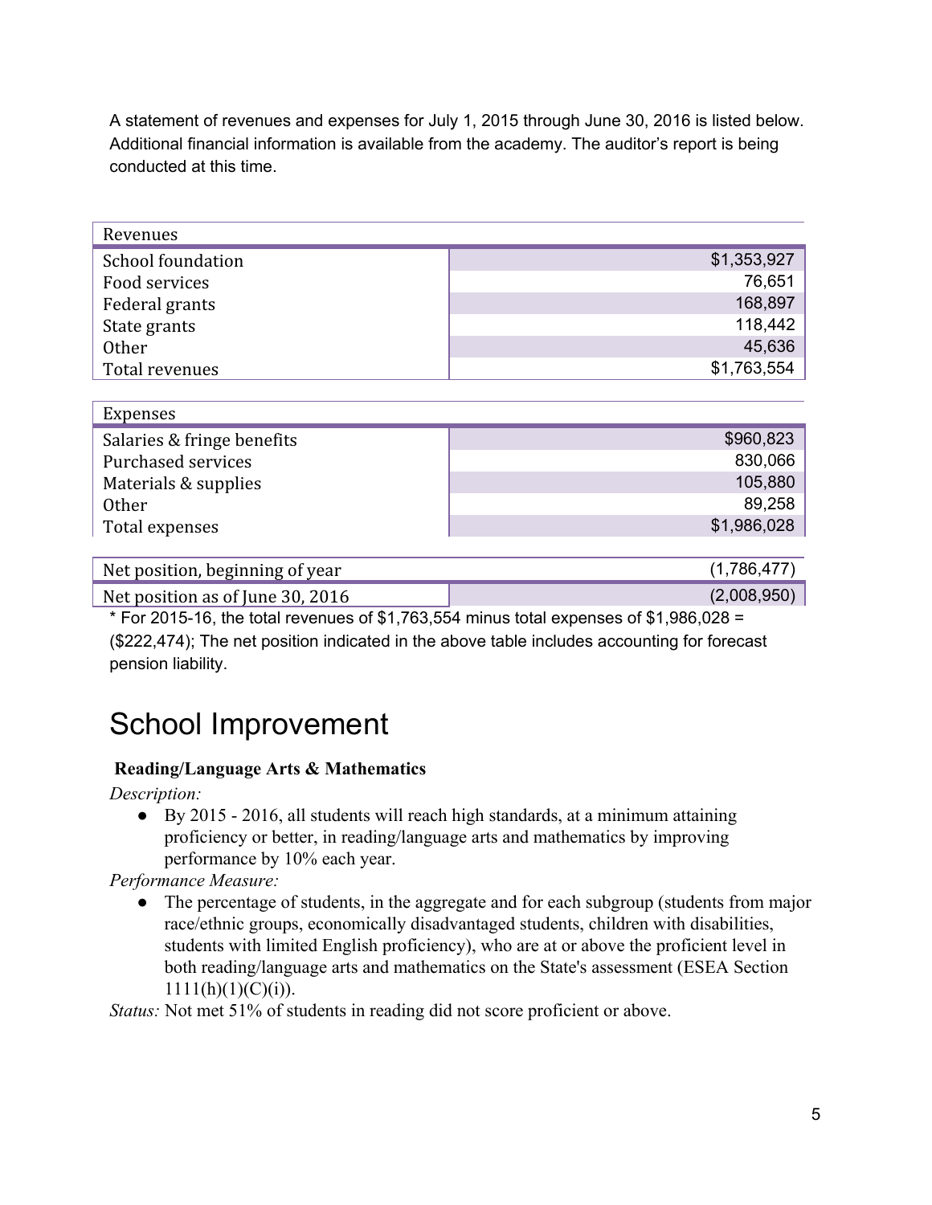A statement of revenues and expenses for July 1, 2015 through June 30, 2016 is listed below. Additional financial information is available from the academy. The auditor's report is being conducted at this time.

| Revenues | |
|---|---|
| School foundation | $1,353,927 |
| Food services | 76,651 |
| Federal grants | 168,897 |
| State grants | 118,442 |
| Other | 45,636 |
| Total revenues | $1,763,554 |

| Expenses | |
|---|---|
| Salaries & fringe benefits | $960,823 |
| Purchased services | 830,066 |
| Materials & supplies | 105,880 |
| Other | 89,258 |
| Total expenses | $1,986,028 |

| Net position, beginning of year | (1,786,477) |
|---|---|
| Net position as of June 30, 2016 | (2,008,950) |

* For 2015-16, the total revenues of $1,763,554 minus total expenses of $1,986,028 = ($222,474); The net position indicated in the above table includes accounting for forecast pension liability.

# School Improvement

**Reading/Language Arts & Mathematics**

*Description:*

- By 2015 - 2016, all students will reach high standards, at a minimum attaining proficiency or better, in reading/language arts and mathematics by improving performance by 10% each year.

*Performance Measure:*

- The percentage of students, in the aggregate and for each subgroup (students from major race/ethnic groups, economically disadvantaged students, children with disabilities, students with limited English proficiency), who are at or above the proficient level in both reading/language arts and mathematics on the State's assessment (ESEA Section 1111(h)(1)(C)(i)).

*Status:* Not met 51% of students in reading did not score proficient or above.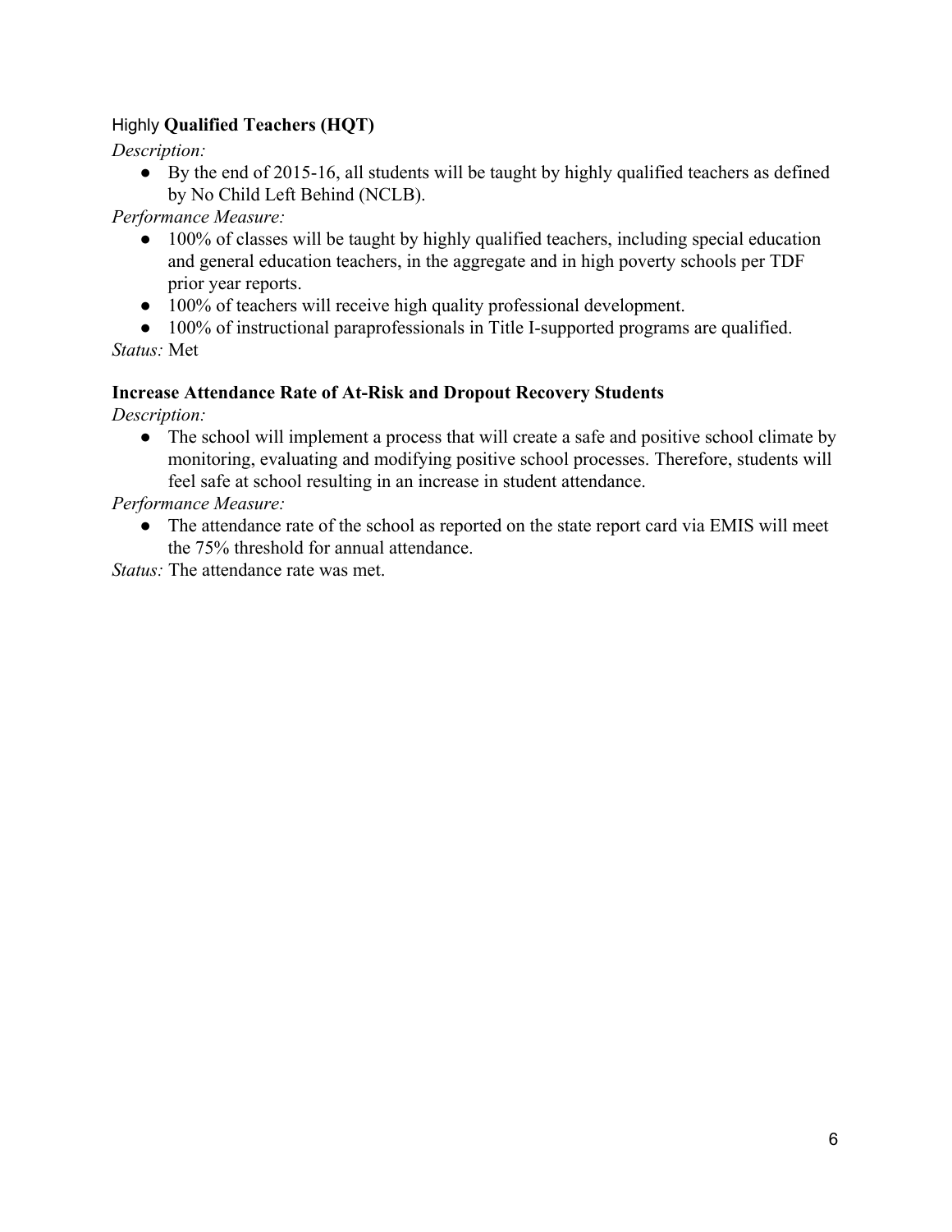### Highly **Qualified Teachers (HQT)**

*Description:*

- By the end of 2015-16, all students will be taught by highly qualified teachers as defined by No Child Left Behind (NCLB).

*Performance Measure:*

- 100% of classes will be taught by highly qualified teachers, including special education and general education teachers, in the aggregate and in high poverty schools per TDF prior year reports.
- 100% of teachers will receive high quality professional development.
- 100% of instructional paraprofessionals in Title I-supported programs are qualified.

*Status:* Met

### Increase Attendance Rate of At-Risk and Dropout Recovery Students

*Description:*

- The school will implement a process that will create a safe and positive school climate by monitoring, evaluating and modifying positive school processes. Therefore, students will feel safe at school resulting in an increase in student attendance.

*Performance Measure:*

- The attendance rate of the school as reported on the state report card via EMIS will meet the 75% threshold for annual attendance.

*Status:* The attendance rate was met.